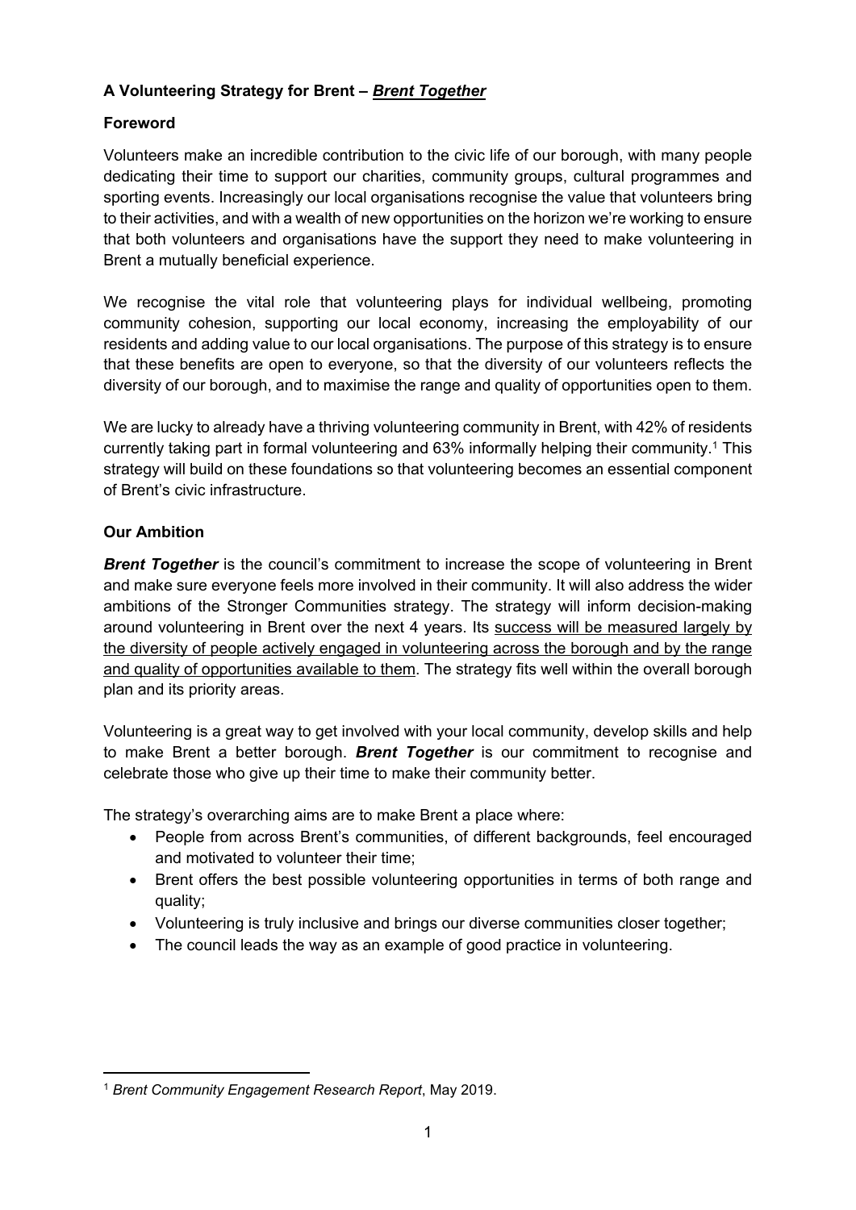# A Volunteering Strategy for Brent – ***Brent Together***

## Foreword

Volunteers make an incredible contribution to the civic life of our borough, with many people dedicating their time to support our charities, community groups, cultural programmes and sporting events. Increasingly our local organisations recognise the value that volunteers bring to their activities, and with a wealth of new opportunities on the horizon we're working to ensure that both volunteers and organisations have the support they need to make volunteering in Brent a mutually beneficial experience.

We recognise the vital role that volunteering plays for individual wellbeing, promoting community cohesion, supporting our local economy, increasing the employability of our residents and adding value to our local organisations. The purpose of this strategy is to ensure that these benefits are open to everyone, so that the diversity of our volunteers reflects the diversity of our borough, and to maximise the range and quality of opportunities open to them.

We are lucky to already have a thriving volunteering community in Brent, with 42% of residents currently taking part in formal volunteering and 63% informally helping their community.[1] This strategy will build on these foundations so that volunteering becomes an essential component of Brent's civic infrastructure.

## Our Ambition

***Brent Together*** is the council's commitment to increase the scope of volunteering in Brent and make sure everyone feels more involved in their community. It will also address the wider ambitions of the Stronger Communities strategy. The strategy will inform decision-making around volunteering in Brent over the next 4 years. Its success will be measured largely by the diversity of people actively engaged in volunteering across the borough and by the range and quality of opportunities available to them. The strategy fits well within the overall borough plan and its priority areas.

Volunteering is a great way to get involved with your local community, develop skills and help to make Brent a better borough. ***Brent Together*** is our commitment to recognise and celebrate those who give up their time to make their community better.

The strategy's overarching aims are to make Brent a place where:

- People from across Brent's communities, of different backgrounds, feel encouraged and motivated to volunteer their time;
- Brent offers the best possible volunteering opportunities in terms of both range and quality;
- Volunteering is truly inclusive and brings our diverse communities closer together;
- The council leads the way as an example of good practice in volunteering.

---

[1] *Brent Community Engagement Research Report*, May 2019.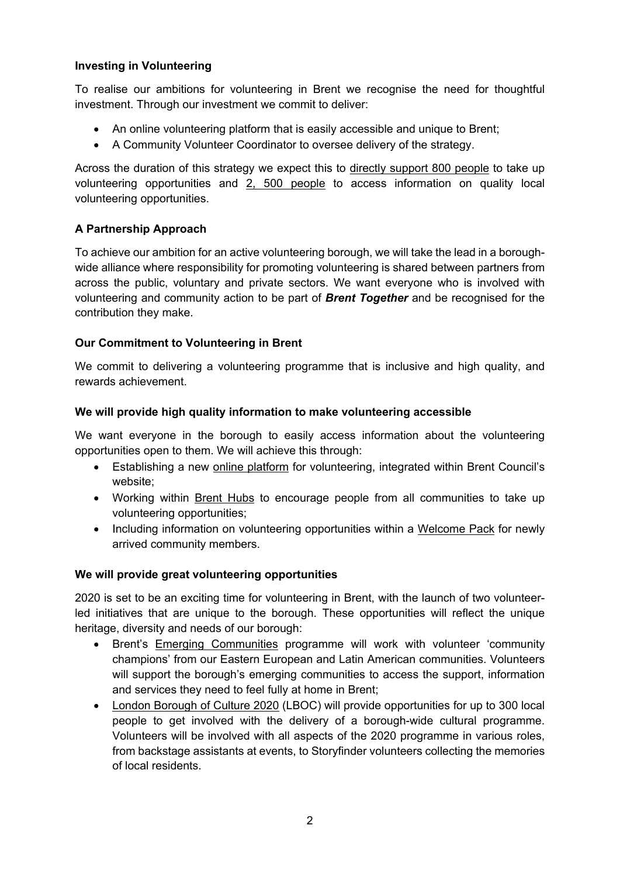**Investing in Volunteering**

To realise our ambitions for volunteering in Brent we recognise the need for thoughtful investment. Through our investment we commit to deliver:

- An online volunteering platform that is easily accessible and unique to Brent;
- A Community Volunteer Coordinator to oversee delivery of the strategy.

Across the duration of this strategy we expect this to directly support 800 people to take up volunteering opportunities and 2, 500 people to access information on quality local volunteering opportunities.

**A Partnership Approach**

To achieve our ambition for an active volunteering borough, we will take the lead in a borough-wide alliance where responsibility for promoting volunteering is shared between partners from across the public, voluntary and private sectors. We want everyone who is involved with volunteering and community action to be part of ***Brent Together*** and be recognised for the contribution they make.

**Our Commitment to Volunteering in Brent**

We commit to delivering a volunteering programme that is inclusive and high quality, and rewards achievement.

**We will provide high quality information to make volunteering accessible**

We want everyone in the borough to easily access information about the volunteering opportunities open to them. We will achieve this through:

- Establishing a new online platform for volunteering, integrated within Brent Council's website;
- Working within Brent Hubs to encourage people from all communities to take up volunteering opportunities;
- Including information on volunteering opportunities within a Welcome Pack for newly arrived community members.

**We will provide great volunteering opportunities**

2020 is set to be an exciting time for volunteering in Brent, with the launch of two volunteer-led initiatives that are unique to the borough. These opportunities will reflect the unique heritage, diversity and needs of our borough:

- Brent's Emerging Communities programme will work with volunteer 'community champions' from our Eastern European and Latin American communities. Volunteers will support the borough's emerging communities to access the support, information and services they need to feel fully at home in Brent;
- London Borough of Culture 2020 (LBOC) will provide opportunities for up to 300 local people to get involved with the delivery of a borough-wide cultural programme. Volunteers will be involved with all aspects of the 2020 programme in various roles, from backstage assistants at events, to Storyfinder volunteers collecting the memories of local residents.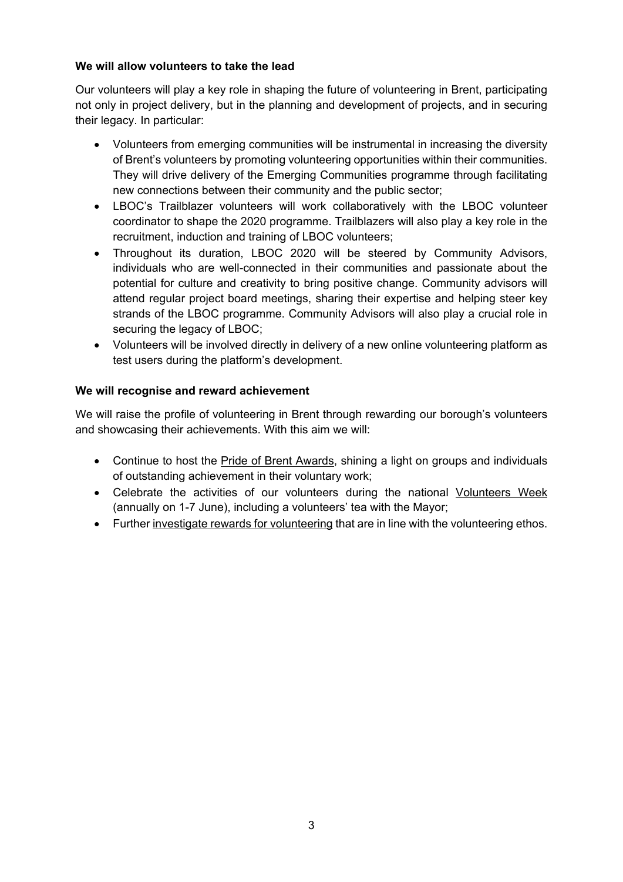**We will allow volunteers to take the lead**

Our volunteers will play a key role in shaping the future of volunteering in Brent, participating not only in project delivery, but in the planning and development of projects, and in securing their legacy. In particular:

- Volunteers from emerging communities will be instrumental in increasing the diversity of Brent's volunteers by promoting volunteering opportunities within their communities. They will drive delivery of the Emerging Communities programme through facilitating new connections between their community and the public sector;
- LBOC's Trailblazer volunteers will work collaboratively with the LBOC volunteer coordinator to shape the 2020 programme. Trailblazers will also play a key role in the recruitment, induction and training of LBOC volunteers;
- Throughout its duration, LBOC 2020 will be steered by Community Advisors, individuals who are well-connected in their communities and passionate about the potential for culture and creativity to bring positive change. Community advisors will attend regular project board meetings, sharing their expertise and helping steer key strands of the LBOC programme. Community Advisors will also play a crucial role in securing the legacy of LBOC;
- Volunteers will be involved directly in delivery of a new online volunteering platform as test users during the platform's development.

**We will recognise and reward achievement**

We will raise the profile of volunteering in Brent through rewarding our borough's volunteers and showcasing their achievements. With this aim we will:

- Continue to host the Pride of Brent Awards, shining a light on groups and individuals of outstanding achievement in their voluntary work;
- Celebrate the activities of our volunteers during the national Volunteers Week (annually on 1-7 June), including a volunteers' tea with the Mayor;
- Further investigate rewards for volunteering that are in line with the volunteering ethos.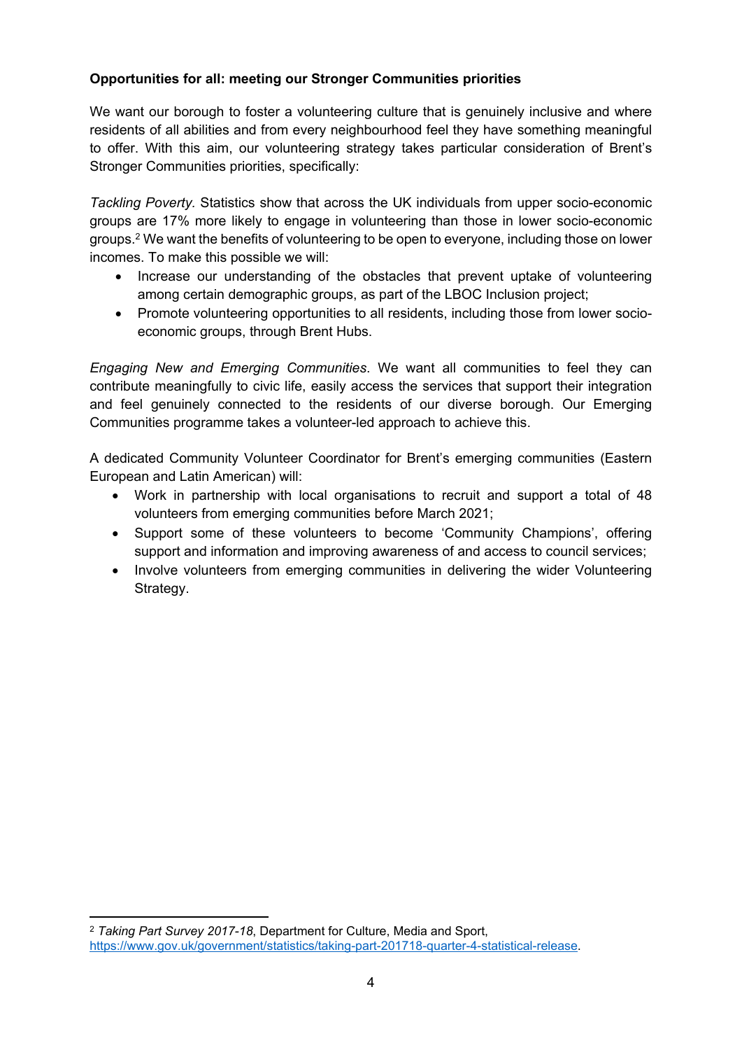**Opportunities for all: meeting our Stronger Communities priorities**

We want our borough to foster a volunteering culture that is genuinely inclusive and where residents of all abilities and from every neighbourhood feel they have something meaningful to offer. With this aim, our volunteering strategy takes particular consideration of Brent's Stronger Communities priorities, specifically:

*Tackling Poverty.* Statistics show that across the UK individuals from upper socio-economic groups are 17% more likely to engage in volunteering than those in lower socio-economic groups.[2] We want the benefits of volunteering to be open to everyone, including those on lower incomes. To make this possible we will:

- Increase our understanding of the obstacles that prevent uptake of volunteering among certain demographic groups, as part of the LBOC Inclusion project;
- Promote volunteering opportunities to all residents, including those from lower socio-economic groups, through Brent Hubs.

*Engaging New and Emerging Communities*. We want all communities to feel they can contribute meaningfully to civic life, easily access the services that support their integration and feel genuinely connected to the residents of our diverse borough. Our Emerging Communities programme takes a volunteer-led approach to achieve this.

A dedicated Community Volunteer Coordinator for Brent's emerging communities (Eastern European and Latin American) will:

- Work in partnership with local organisations to recruit and support a total of 48 volunteers from emerging communities before March 2021;
- Support some of these volunteers to become 'Community Champions', offering support and information and improving awareness of and access to council services;
- Involve volunteers from emerging communities in delivering the wider Volunteering Strategy.

---

[2] *Taking Part Survey 2017-18*, Department for Culture, Media and Sport, https://www.gov.uk/government/statistics/taking-part-201718-quarter-4-statistical-release.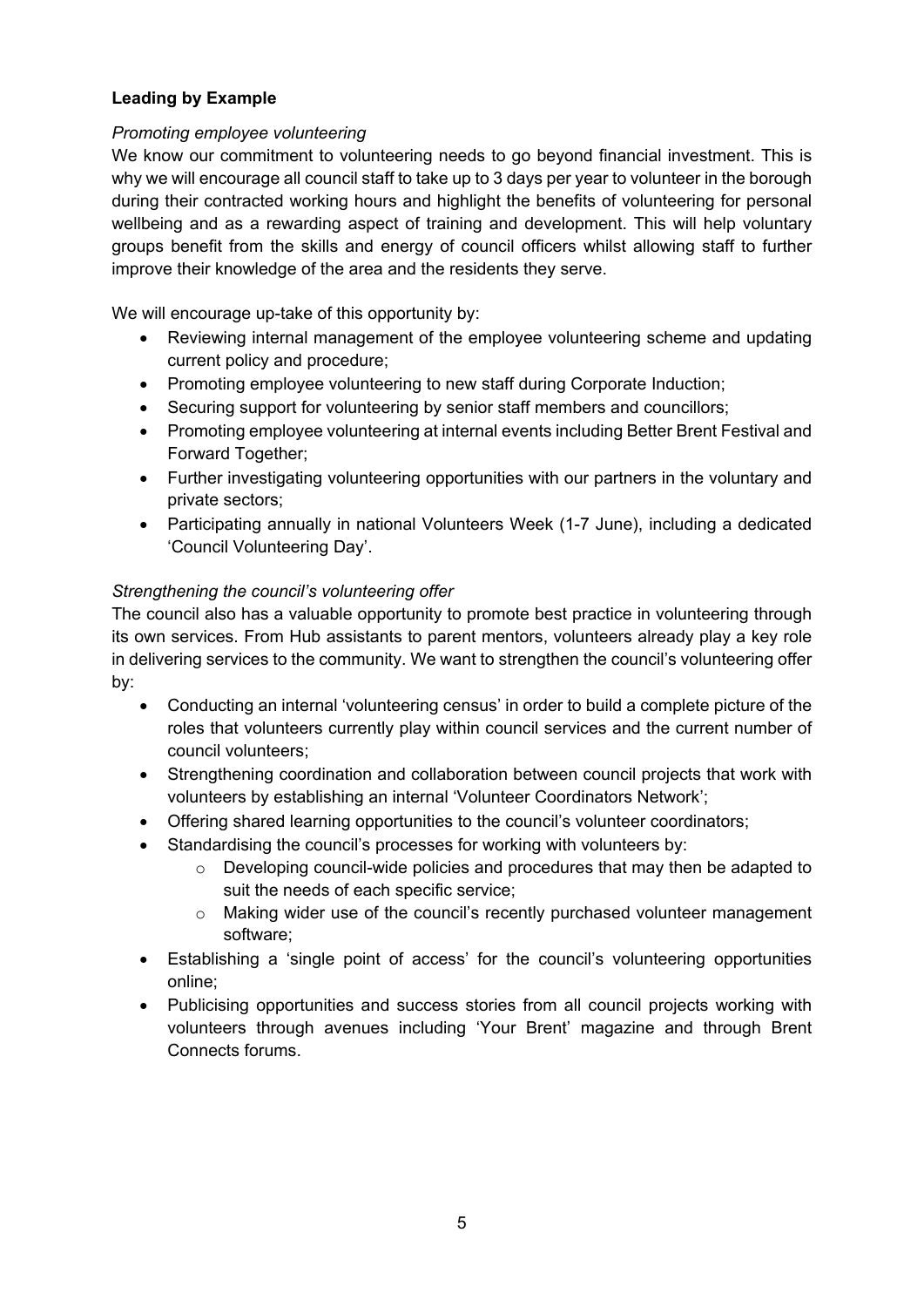**Leading by Example**

*Promoting employee volunteering*

We know our commitment to volunteering needs to go beyond financial investment. This is why we will encourage all council staff to take up to 3 days per year to volunteer in the borough during their contracted working hours and highlight the benefits of volunteering for personal wellbeing and as a rewarding aspect of training and development. This will help voluntary groups benefit from the skills and energy of council officers whilst allowing staff to further improve their knowledge of the area and the residents they serve.

We will encourage up-take of this opportunity by:

- Reviewing internal management of the employee volunteering scheme and updating current policy and procedure;
- Promoting employee volunteering to new staff during Corporate Induction;
- Securing support for volunteering by senior staff members and councillors;
- Promoting employee volunteering at internal events including Better Brent Festival and Forward Together;
- Further investigating volunteering opportunities with our partners in the voluntary and private sectors;
- Participating annually in national Volunteers Week (1-7 June), including a dedicated 'Council Volunteering Day'.

*Strengthening the council's volunteering offer*

The council also has a valuable opportunity to promote best practice in volunteering through its own services. From Hub assistants to parent mentors, volunteers already play a key role in delivering services to the community. We want to strengthen the council's volunteering offer by:

- Conducting an internal 'volunteering census' in order to build a complete picture of the roles that volunteers currently play within council services and the current number of council volunteers;
- Strengthening coordination and collaboration between council projects that work with volunteers by establishing an internal 'Volunteer Coordinators Network';
- Offering shared learning opportunities to the council's volunteer coordinators;
- Standardising the council's processes for working with volunteers by:
  - Developing council-wide policies and procedures that may then be adapted to suit the needs of each specific service;
  - Making wider use of the council's recently purchased volunteer management software;
- Establishing a 'single point of access' for the council's volunteering opportunities online;
- Publicising opportunities and success stories from all council projects working with volunteers through avenues including 'Your Brent' magazine and through Brent Connects forums.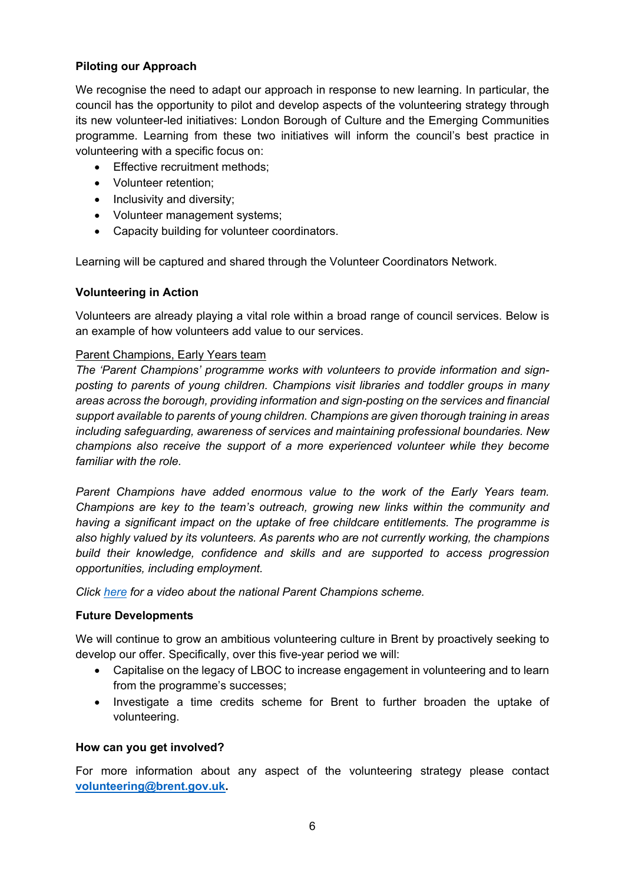**Piloting our Approach**

We recognise the need to adapt our approach in response to new learning. In particular, the council has the opportunity to pilot and develop aspects of the volunteering strategy through its new volunteer-led initiatives: London Borough of Culture and the Emerging Communities programme. Learning from these two initiatives will inform the council's best practice in volunteering with a specific focus on:

- Effective recruitment methods;
- Volunteer retention;
- Inclusivity and diversity;
- Volunteer management systems;
- Capacity building for volunteer coordinators.

Learning will be captured and shared through the Volunteer Coordinators Network.

**Volunteering in Action**

Volunteers are already playing a vital role within a broad range of council services. Below is an example of how volunteers add value to our services.

<u>Parent Champions, Early Years team</u>

*The 'Parent Champions' programme works with volunteers to provide information and sign-posting to parents of young children. Champions visit libraries and toddler groups in many areas across the borough, providing information and sign-posting on the services and financial support available to parents of young children. Champions are given thorough training in areas including safeguarding, awareness of services and maintaining professional boundaries. New champions also receive the support of a more experienced volunteer while they become familiar with the role.*

*Parent Champions have added enormous value to the work of the Early Years team. Champions are key to the team's outreach, growing new links within the community and having a significant impact on the uptake of free childcare entitlements. The programme is also highly valued by its volunteers. As parents who are not currently working, the champions build their knowledge, confidence and skills and are supported to access progression opportunities, including employment.*

*Click here for a video about the national Parent Champions scheme.*

**Future Developments**

We will continue to grow an ambitious volunteering culture in Brent by proactively seeking to develop our offer. Specifically, over this five-year period we will:

- Capitalise on the legacy of LBOC to increase engagement in volunteering and to learn from the programme's successes;
- Investigate a time credits scheme for Brent to further broaden the uptake of volunteering.

**How can you get involved?**

For more information about any aspect of the volunteering strategy please contact **volunteering@brent.gov.uk.**